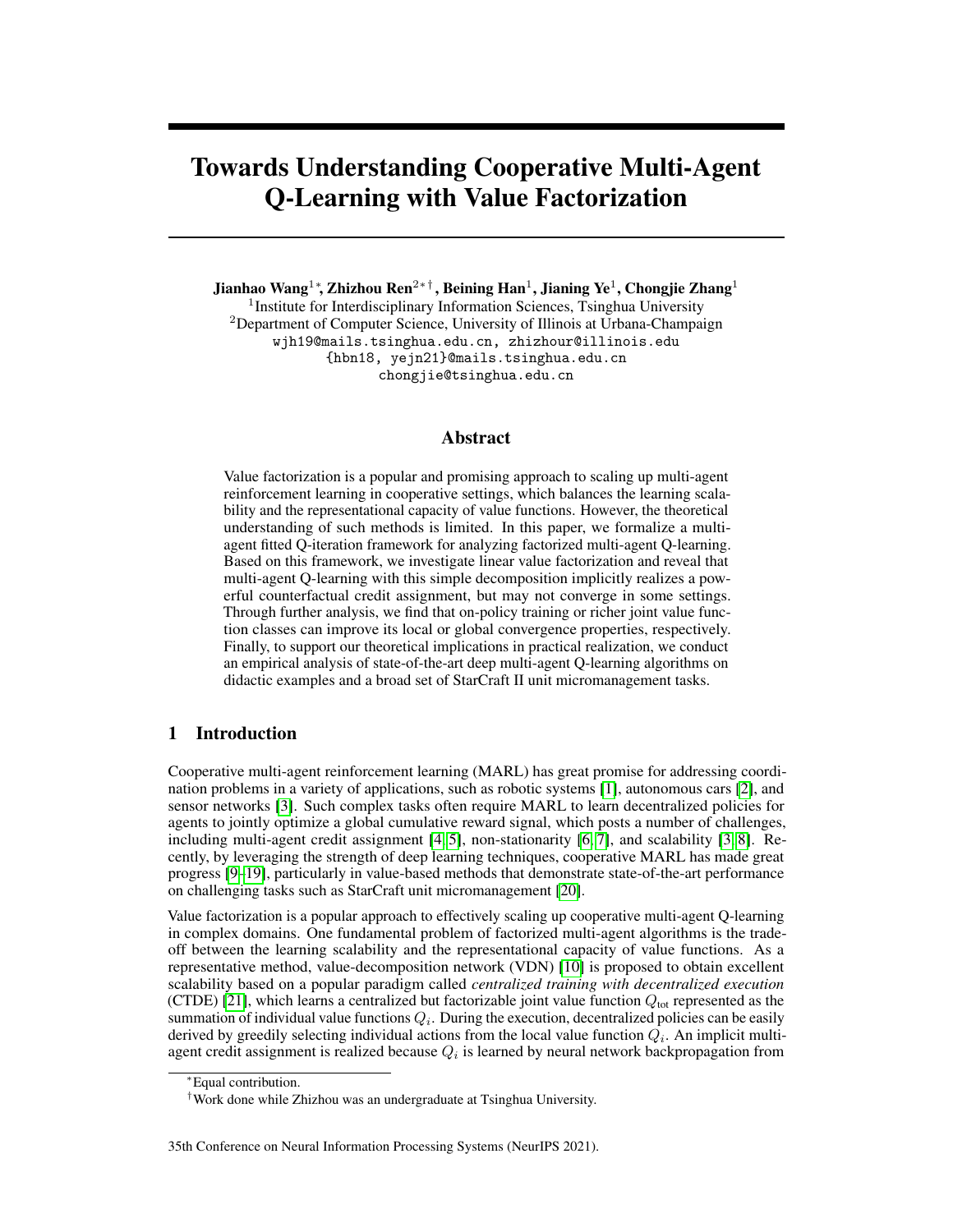# Towards Understanding Cooperative Multi-Agent Q-Learning with Value Factorization

**Jianhao Wang**[1,*], **Zhizhou Ren**[2,*,†], **Beining Han**[1], **Jianing Ye**[1], **Chongjie Zhang**[1]

[1]Institute for Interdisciplinary Information Sciences, Tsinghua University
[2]Department of Computer Science, University of Illinois at Urbana-Champaign
wjh19@mails.tsinghua.edu.cn, zhizhour@illinois.edu
{hbn18, yejn21}@mails.tsinghua.edu.cn
chongjie@tsinghua.edu.cn

## Abstract

Value factorization is a popular and promising approach to scaling up multi-agent reinforcement learning in cooperative settings, which balances the learning scalability and the representational capacity of value functions. However, the theoretical understanding of such methods is limited. In this paper, we formalize a multi-agent fitted Q-iteration framework for analyzing factorized multi-agent Q-learning. Based on this framework, we investigate linear value factorization and reveal that multi-agent Q-learning with this simple decomposition implicitly realizes a powerful counterfactual credit assignment, but may not converge in some settings. Through further analysis, we find that on-policy training or richer joint value function classes can improve its local or global convergence properties, respectively. Finally, to support our theoretical implications in practical realization, we conduct an empirical analysis of state-of-the-art deep multi-agent Q-learning algorithms on didactic examples and a broad set of StarCraft II unit micromanagement tasks.

## 1 Introduction

Cooperative multi-agent reinforcement learning (MARL) has great promise for addressing coordination problems in a variety of applications, such as robotic systems [1], autonomous cars [2], and sensor networks [3]. Such complex tasks often require MARL to learn decentralized policies for agents to jointly optimize a global cumulative reward signal, which posts a number of challenges, including multi-agent credit assignment [4, 5], non-stationarity [6, 7], and scalability [3, 8]. Recently, by leveraging the strength of deep learning techniques, cooperative MARL has made great progress [9–19], particularly in value-based methods that demonstrate state-of-the-art performance on challenging tasks such as StarCraft unit micromanagement [20].

Value factorization is a popular approach to effectively scaling up cooperative multi-agent Q-learning in complex domains. One fundamental problem of factorized multi-agent algorithms is the trade-off between the learning scalability and the representational capacity of value functions. As a representative method, value-decomposition network (VDN) [10] is proposed to obtain excellent scalability based on a popular paradigm called *centralized training with decentralized execution* (CTDE) [21], which learns a centralized but factorizable joint value function $Q_{\text{tot}}$ represented as the summation of individual value functions $Q_i$. During the execution, decentralized policies can be easily derived by greedily selecting individual actions from the local value function $Q_i$. An implicit multi-agent credit assignment is realized because $Q_i$ is learned by neural network backpropagation from

*Equal contribution.

†Work done while Zhizhou was an undergraduate at Tsinghua University.

35th Conference on Neural Information Processing Systems (NeurIPS 2021).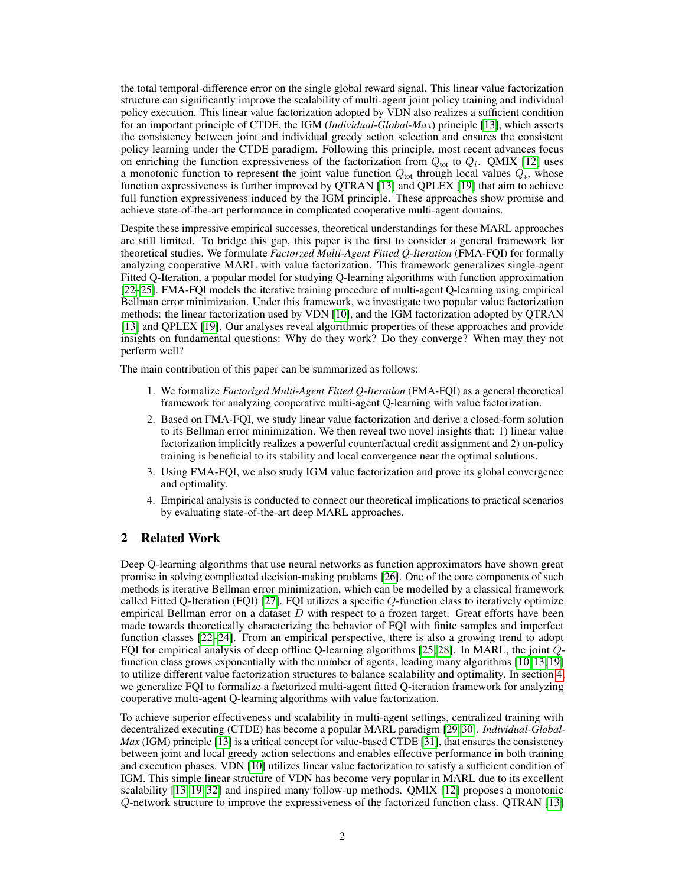the total temporal-difference error on the single global reward signal. This linear value factorization structure can significantly improve the scalability of multi-agent joint policy training and individual policy execution. This linear value factorization adopted by VDN also realizes a sufficient condition for an important principle of CTDE, the IGM (*Individual-Global-Max*) principle [13], which asserts the consistency between joint and individual greedy action selection and ensures the consistent policy learning under the CTDE paradigm. Following this principle, most recent advances focus on enriching the function expressiveness of the factorization from $Q_{\text{tot}}$ to $Q_i$. QMIX [12] uses a monotonic function to represent the joint value function $Q_{\text{tot}}$ through local values $Q_i$, whose function expressiveness is further improved by QTRAN [13] and QPLEX [19] that aim to achieve full function expressiveness induced by the IGM principle. These approaches show promise and achieve state-of-the-art performance in complicated cooperative multi-agent domains.

Despite these impressive empirical successes, theoretical understandings for these MARL approaches are still limited. To bridge this gap, this paper is the first to consider a general framework for theoretical studies. We formulate *Factorzed Multi-Agent Fitted Q-Iteration* (FMA-FQI) for formally analyzing cooperative MARL with value factorization. This framework generalizes single-agent Fitted Q-Iteration, a popular model for studying Q-learning algorithms with function approximation [22–25]. FMA-FQI models the iterative training procedure of multi-agent Q-learning using empirical Bellman error minimization. Under this framework, we investigate two popular value factorization methods: the linear factorization used by VDN [10], and the IGM factorization adopted by QTRAN [13] and QPLEX [19]. Our analyses reveal algorithmic properties of these approaches and provide insights on fundamental questions: Why do they work? Do they converge? When may they not perform well?

The main contribution of this paper can be summarized as follows:

1. We formalize *Factorized Multi-Agent Fitted Q-Iteration* (FMA-FQI) as a general theoretical framework for analyzing cooperative multi-agent Q-learning with value factorization.
2. Based on FMA-FQI, we study linear value factorization and derive a closed-form solution to its Bellman error minimization. We then reveal two novel insights that: 1) linear value factorization implicitly realizes a powerful counterfactual credit assignment and 2) on-policy training is beneficial to its stability and local convergence near the optimal solutions.
3. Using FMA-FQI, we also study IGM value factorization and prove its global convergence and optimality.
4. Empirical analysis is conducted to connect our theoretical implications to practical scenarios by evaluating state-of-the-art deep MARL approaches.

## 2 Related Work

Deep Q-learning algorithms that use neural networks as function approximators have shown great promise in solving complicated decision-making problems [26]. One of the core components of such methods is iterative Bellman error minimization, which can be modelled by a classical framework called Fitted Q-Iteration (FQI) [27]. FQI utilizes a specific $Q$-function class to iteratively optimize empirical Bellman error on a dataset $D$ with respect to a frozen target. Great efforts have been made towards theoretically characterizing the behavior of FQI with finite samples and imperfect function classes [22–24]. From an empirical perspective, there is also a growing trend to adopt FQI for empirical analysis of deep offline Q-learning algorithms [25, 28]. In MARL, the joint $Q$-function class grows exponentially with the number of agents, leading many algorithms [10, 13, 19] to utilize different value factorization structures to balance scalability and optimality. In section 4, we generalize FQI to formalize a factorized multi-agent fitted Q-iteration framework for analyzing cooperative multi-agent Q-learning algorithms with value factorization.

To achieve superior effectiveness and scalability in multi-agent settings, centralized training with decentralized executing (CTDE) has become a popular MARL paradigm [29, 30]. *Individual-Global-Max* (IGM) principle [13] is a critical concept for value-based CTDE [31], that ensures the consistency between joint and local greedy action selections and enables effective performance in both training and execution phases. VDN [10] utilizes linear value factorization to satisfy a sufficient condition of IGM. This simple linear structure of VDN has become very popular in MARL due to its excellent scalability [13, 19, 32] and inspired many follow-up methods. QMIX [12] proposes a monotonic $Q$-network structure to improve the expressiveness of the factorized function class. QTRAN [13]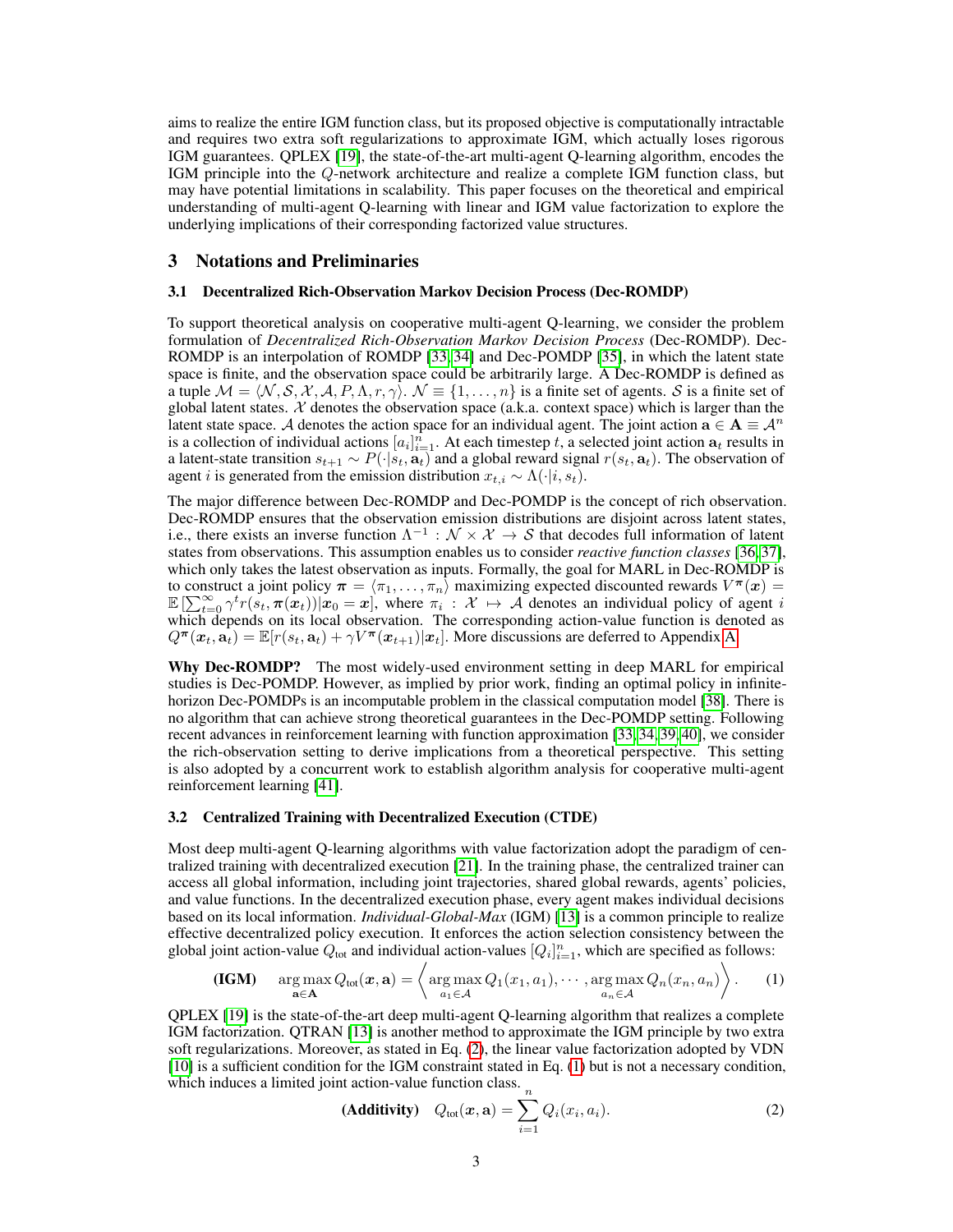aims to realize the entire IGM function class, but its proposed objective is computationally intractable and requires two extra soft regularizations to approximate IGM, which actually loses rigorous IGM guarantees. QPLEX [19], the state-of-the-art multi-agent Q-learning algorithm, encodes the IGM principle into the $Q$-network architecture and realize a complete IGM function class, but may have potential limitations in scalability. This paper focuses on the theoretical and empirical understanding of multi-agent Q-learning with linear and IGM value factorization to explore the underlying implications of their corresponding factorized value structures.

## 3 Notations and Preliminaries

### 3.1 Decentralized Rich-Observation Markov Decision Process (Dec-ROMDP)

To support theoretical analysis on cooperative multi-agent Q-learning, we consider the problem formulation of *Decentralized Rich-Observation Markov Decision Process* (Dec-ROMDP). Dec-ROMDP is an interpolation of ROMDP [33, 34] and Dec-POMDP [35], in which the latent state space is finite, and the observation space could be arbitrarily large. A Dec-ROMDP is defined as a tuple $\mathcal{M} = \langle \mathcal{N}, \mathcal{S}, \mathcal{X}, \mathcal{A}, P, \Lambda, r, \gamma \rangle$. $\mathcal{N} \equiv \{1, \ldots, n\}$ is a finite set of agents. $\mathcal{S}$ is a finite set of global latent states. $\mathcal{X}$ denotes the observation space (a.k.a. context space) which is larger than the latent state space. $\mathcal{A}$ denotes the action space for an individual agent. The joint action $\mathbf{a} \in \mathbf{A} \equiv \mathcal{A}^n$ is a collection of individual actions $[a_i]_{i=1}^n$. At each timestep $t$, a selected joint action $\mathbf{a}_t$ results in a latent-state transition $s_{t+1} \sim P(\cdot|s_t, \mathbf{a}_t)$ and a global reward signal $r(s_t, \mathbf{a}_t)$. The observation of agent $i$ is generated from the emission distribution $x_{t,i} \sim \Lambda(\cdot|i, s_t)$.

The major difference between Dec-ROMDP and Dec-POMDP is the concept of rich observation. Dec-ROMDP ensures that the observation emission distributions are disjoint across latent states, i.e., there exists an inverse function $\Lambda^{-1} : \mathcal{N} \times \mathcal{X} \to \mathcal{S}$ that decodes full information of latent states from observations. This assumption enables us to consider *reactive function classes* [36, 37], which only takes the latest observation as inputs. Formally, the goal for MARL in Dec-ROMDP is to construct a joint policy $\boldsymbol{\pi} = \langle \pi_1, \ldots, \pi_n \rangle$ maximizing expected discounted rewards $V^{\boldsymbol{\pi}}(\boldsymbol{x}) = \mathbb{E}\left[\sum_{t=0}^{\infty} \gamma^t r(s_t, \boldsymbol{\pi}(\boldsymbol{x}_t)) | \boldsymbol{x}_0 = \boldsymbol{x}\right]$, where $\pi_i : \mathcal{X} \mapsto \mathcal{A}$ denotes an individual policy of agent $i$ which depends on its local observation. The corresponding action-value function is denoted as $Q^{\boldsymbol{\pi}}(\boldsymbol{x}_t, \mathbf{a}_t) = \mathbb{E}[r(s_t, \mathbf{a}_t) + \gamma V^{\boldsymbol{\pi}}(\boldsymbol{x}_{t+1}) | \boldsymbol{x}_t]$. More discussions are deferred to Appendix A.

**Why Dec-ROMDP?** The most widely-used environment setting in deep MARL for empirical studies is Dec-POMDP. However, as implied by prior work, finding an optimal policy in infinite-horizon Dec-POMDPs is an incomputable problem in the classical computation model [38]. There is no algorithm that can achieve strong theoretical guarantees in the Dec-POMDP setting. Following recent advances in reinforcement learning with function approximation [33, 34, 39, 40], we consider the rich-observation setting to derive implications from a theoretical perspective. This setting is also adopted by a concurrent work to establish algorithm analysis for cooperative multi-agent reinforcement learning [41].

### 3.2 Centralized Training with Decentralized Execution (CTDE)

Most deep multi-agent Q-learning algorithms with value factorization adopt the paradigm of centralized training with decentralized execution [21]. In the training phase, the centralized trainer can access all global information, including joint trajectories, shared global rewards, agents' policies, and value functions. In the decentralized execution phase, every agent makes individual decisions based on its local information. *Individual-Global-Max* (IGM) [13] is a common principle to realize effective decentralized policy execution. It enforces the action selection consistency between the global joint action-value $Q_{\text{tot}}$ and individual action-values $[Q_i]_{i=1}^n$, which are specified as follows:

$$\textbf{(IGM)} \quad \arg\max_{\mathbf{a} \in \mathbf{A}} Q_{\text{tot}}(\boldsymbol{x}, \mathbf{a}) = \left\langle \arg\max_{a_1 \in \mathcal{A}} Q_1(x_1, a_1), \cdots, \arg\max_{a_n \in \mathcal{A}} Q_n(x_n, a_n) \right\rangle. \tag{1}$$

QPLEX [19] is the state-of-the-art deep multi-agent Q-learning algorithm that realizes a complete IGM factorization. QTRAN [13] is another method to approximate the IGM principle by two extra soft regularizations. Moreover, as stated in Eq. (2), the linear value factorization adopted by VDN [10] is a sufficient condition for the IGM constraint stated in Eq. (1) but is not a necessary condition, which induces a limited joint action-value function class.

$$\textbf{(Additivity)} \quad Q_{\text{tot}}(\boldsymbol{x}, \mathbf{a}) = \sum_{i=1}^{n} Q_i(x_i, a_i). \tag{2}$$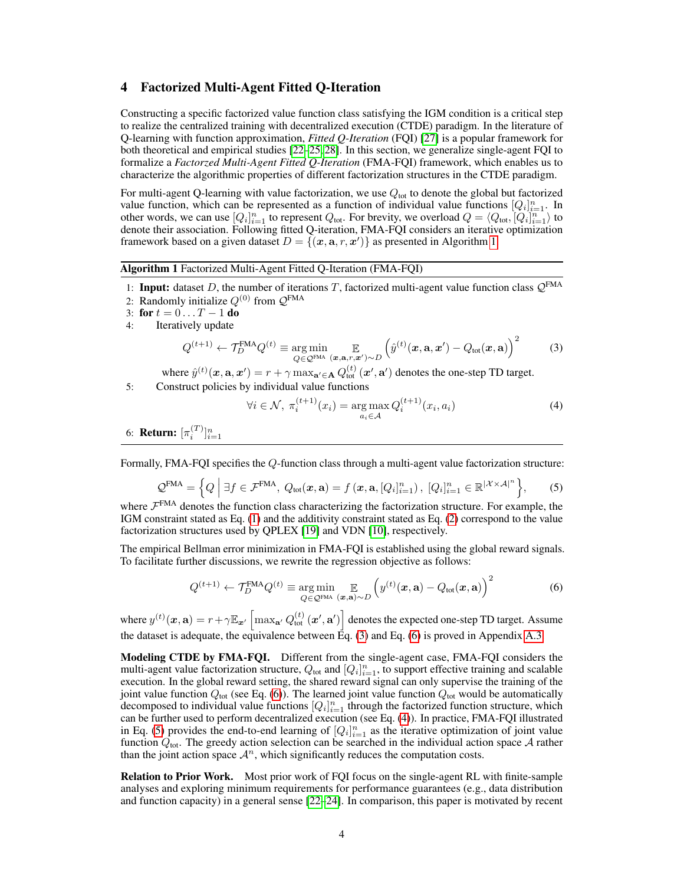## 4 Factorized Multi-Agent Fitted Q-Iteration

Constructing a specific factorized value function class satisfying the IGM condition is a critical step to realize the centralized training with decentralized execution (CTDE) paradigm. In the literature of Q-learning with function approximation, *Fitted Q-Iteration* (FQI) [27] is a popular framework for both theoretical and empirical studies [22–25, 28]. In this section, we generalize single-agent FQI to formalize a *Factorzed Multi-Agent Fitted Q-Iteration* (FMA-FQI) framework, which enables us to characterize the algorithmic properties of different factorization structures in the CTDE paradigm.

For multi-agent Q-learning with value factorization, we use $Q_{\text{tot}}$ to denote the global but factorized value function, which can be represented as a function of individual value functions $[Q_i]_{i=1}^n$. In other words, we can use $[Q_i]_{i=1}^n$ to represent $Q_{\text{tot}}$. For brevity, we overload $Q = \langle Q_{\text{tot}}, [Q_i]_{i=1}^n \rangle$ to denote their association. Following fitted Q-iteration, FMA-FQI considers an iterative optimization framework based on a given dataset $D = \{(\boldsymbol{x}, \mathbf{a}, r, \boldsymbol{x}')\}$ as presented in Algorithm 1.

**Algorithm 1** Factorized Multi-Agent Fitted Q-Iteration (FMA-FQI)

1: **Input:** dataset $D$, the number of iterations $T$, factorized multi-agent value function class $\mathcal{Q}^{\text{FMA}}$
2: Randomly initialize $Q^{(0)}$ from $\mathcal{Q}^{\text{FMA}}$
3: **for** $t = 0 \dots T-1$ **do**
4: Iteratively update

$$Q^{(t+1)} \leftarrow \mathcal{T}_D^{\text{FMA}} Q^{(t)} \equiv \mathop{\arg\min}_{Q \in \mathcal{Q}^{\text{FMA}}} \mathop{\mathbb{E}}_{(\boldsymbol{x}, \mathbf{a}, r, \boldsymbol{x}') \sim D} \left( \hat{y}^{(t)}(\boldsymbol{x}, \mathbf{a}, \boldsymbol{x}') - Q_{\text{tot}}(\boldsymbol{x}, \mathbf{a}) \right)^2 \tag{3}$$

where $\hat{y}^{(t)}(\boldsymbol{x}, \mathbf{a}, \boldsymbol{x}') = r + \gamma \max_{\mathbf{a}' \in \mathbf{A}} Q_{\text{tot}}^{(t)}(\boldsymbol{x}', \mathbf{a}')$ denotes the one-step TD target.
5: Construct policies by individual value functions

$$\forall i \in \mathcal{N},\ \pi_i^{(t+1)}(x_i) = \mathop{\arg\max}_{a_i \in \mathcal{A}} Q_i^{(t+1)}(x_i, a_i) \tag{4}$$

6: **Return:** $[\pi_i^{(T)}]_{i=1}^n$

Formally, FMA-FQI specifies the $Q$-function class through a multi-agent value factorization structure:

$$\mathcal{Q}^{\text{FMA}} = \left\{ Q \;\middle|\; \exists f \in \mathcal{F}^{\text{FMA}},\ Q_{\text{tot}}(\boldsymbol{x}, \mathbf{a}) = f\left(\boldsymbol{x}, \mathbf{a}, [Q_i]_{i=1}^n\right),\ [Q_i]_{i=1}^n \in \mathbb{R}^{|\mathcal{X} \times \mathcal{A}|^n} \right\}, \tag{5}$$

where $\mathcal{F}^{\text{FMA}}$ denotes the function class characterizing the factorization structure. For example, the IGM constraint stated as Eq. (1) and the additivity constraint stated as Eq. (2) correspond to the value factorization structures used by QPLEX [19] and VDN [10], respectively.

The empirical Bellman error minimization in FMA-FQI is established using the global reward signals. To facilitate further discussions, we rewrite the regression objective as follows:

$$Q^{(t+1)} \leftarrow \mathcal{T}_D^{\text{FMA}} Q^{(t)} \equiv \mathop{\arg\min}_{Q \in \mathcal{Q}^{\text{FMA}}} \mathop{\mathbb{E}}_{(\boldsymbol{x}, \mathbf{a}) \sim D} \left( y^{(t)}(\boldsymbol{x}, \mathbf{a}) - Q_{\text{tot}}(\boldsymbol{x}, \mathbf{a}) \right)^2 \tag{6}$$

where $y^{(t)}(\boldsymbol{x}, \mathbf{a}) = r + \gamma \mathbb{E}_{\boldsymbol{x}'} \left[ \max_{\mathbf{a}'} Q_{\text{tot}}^{(t)}(\boldsymbol{x}', \mathbf{a}') \right]$ denotes the expected one-step TD target. Assume the dataset is adequate, the equivalence between Eq. (3) and Eq. (6) is proved in Appendix A.3.

**Modeling CTDE by FMA-FQI.** Different from the single-agent case, FMA-FQI considers the multi-agent value factorization structure, $Q_{\text{tot}}$ and $[Q_i]_{i=1}^n$, to support effective training and scalable execution. In the global reward setting, the shared reward signal can only supervise the training of the joint value function $Q_{\text{tot}}$ (see Eq. (6)). The learned joint value function $Q_{\text{tot}}$ would be automatically decomposed to individual value functions $[Q_i]_{i=1}^n$ through the factorized function structure, which can be further used to perform decentralized execution (see Eq. (4)). In practice, FMA-FQI illustrated in Eq. (5) provides the end-to-end learning of $[Q_i]_{i=1}^n$ as the iterative optimization of joint value function $Q_{\text{tot}}$. The greedy action selection can be searched in the individual action space $\mathcal{A}$ rather than the joint action space $\mathcal{A}^n$, which significantly reduces the computation costs.

**Relation to Prior Work.** Most prior work of FQI focus on the single-agent RL with finite-sample analyses and exploring minimum requirements for performance guarantees (e.g., data distribution and function capacity) in a general sense [22–24]. In comparison, this paper is motivated by recent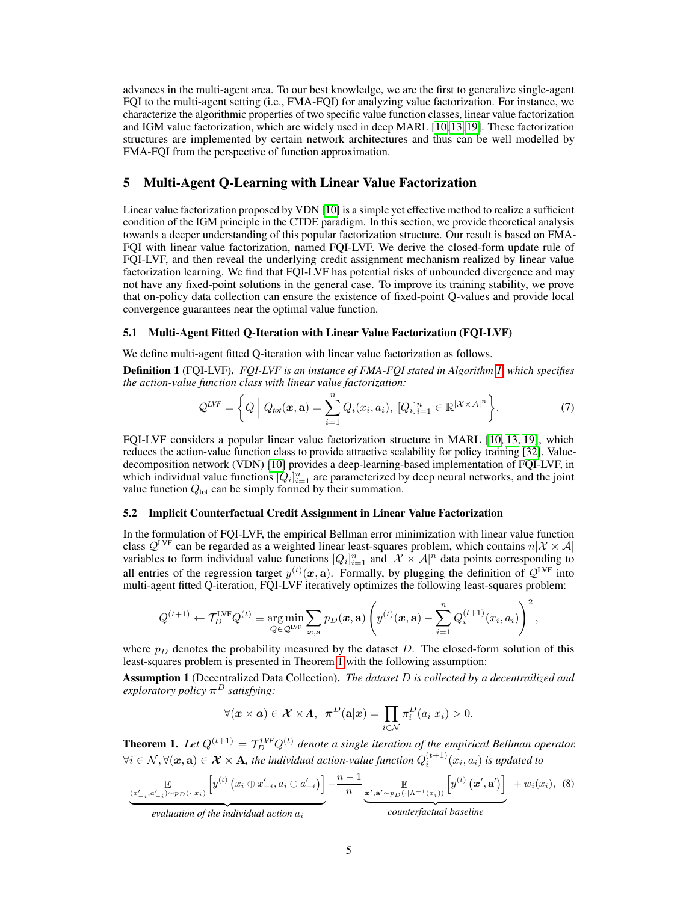advances in the multi-agent area. To our best knowledge, we are the first to generalize single-agent FQI to the multi-agent setting (i.e., FMA-FQI) for analyzing value factorization. For instance, we characterize the algorithmic properties of two specific value function classes, linear value factorization and IGM value factorization, which are widely used in deep MARL [10, 13, 19]. These factorization structures are implemented by certain network architectures and thus can be well modelled by FMA-FQI from the perspective of function approximation.

## 5 Multi-Agent Q-Learning with Linear Value Factorization

Linear value factorization proposed by VDN [10] is a simple yet effective method to realize a sufficient condition of the IGM principle in the CTDE paradigm. In this section, we provide theoretical analysis towards a deeper understanding of this popular factorization structure. Our result is based on FMA-FQI with linear value factorization, named FQI-LVF. We derive the closed-form update rule of FQI-LVF, and then reveal the underlying credit assignment mechanism realized by linear value factorization learning. We find that FQI-LVF has potential risks of unbounded divergence and may not have any fixed-point solutions in the general case. To improve its training stability, we prove that on-policy data collection can ensure the existence of fixed-point Q-values and provide local convergence guarantees near the optimal value function.

### 5.1 Multi-Agent Fitted Q-Iteration with Linear Value Factorization (FQI-LVF)

We define multi-agent fitted Q-iteration with linear value factorization as follows.

**Definition 1** (FQI-LVF). *FQI-LVF is an instance of FMA-FQI stated in Algorithm 1, which specifies the action-value function class with linear value factorization:*

$$\mathcal{Q}^{LVF} = \left\{ Q \;\middle|\; Q_{tot}(\boldsymbol{x}, \mathbf{a}) = \sum_{i=1}^{n} Q_i(x_i, a_i),\ [Q_i]_{i=1}^{n} \in \mathbb{R}^{|\mathcal{X}\times\mathcal{A}|^n} \right\}. \tag{7}$$

FQI-LVF considers a popular linear value factorization structure in MARL [10, 13, 19], which reduces the action-value function class to provide attractive scalability for policy training [32]. Value-decomposition network (VDN) [10] provides a deep-learning-based implementation of FQI-LVF, in which individual value functions $[Q_i]_{i=1}^n$ are parameterized by deep neural networks, and the joint value function $Q_{\text{tot}}$ can be simply formed by their summation.

### 5.2 Implicit Counterfactual Credit Assignment in Linear Value Factorization

In the formulation of FQI-LVF, the empirical Bellman error minimization with linear value function class $\mathcal{Q}^{\text{LVF}}$ can be regarded as a weighted linear least-squares problem, which contains $n|\mathcal{X}\times\mathcal{A}|$ variables to form individual value functions $[Q_i]_{i=1}^n$ and $|\mathcal{X}\times\mathcal{A}|^n$ data points corresponding to all entries of the regression target $y^{(t)}(\boldsymbol{x}, \mathbf{a})$. Formally, by plugging the definition of $\mathcal{Q}^{\text{LVF}}$ into multi-agent fitted Q-iteration, FQI-LVF iteratively optimizes the following least-squares problem:

$$Q^{(t+1)} \leftarrow \mathcal{T}_D^{\text{LVF}} Q^{(t)} \equiv \mathop{\arg\min}_{Q \in \mathcal{Q}^{\text{LVF}}} \sum_{\boldsymbol{x}, \mathbf{a}} p_D(\boldsymbol{x}, \mathbf{a}) \left( y^{(t)}(\boldsymbol{x}, \mathbf{a}) - \sum_{i=1}^{n} Q_i^{(t+1)}(x_i, a_i) \right)^2,$$

where $p_D$ denotes the probability measured by the dataset $D$. The closed-form solution of this least-squares problem is presented in Theorem 1 with the following assumption:

**Assumption 1** (Decentralized Data Collection). *The dataset $D$ is collected by a decentrailized and exploratory policy $\boldsymbol{\pi}^D$ satisfying:*

$$\forall (\boldsymbol{x} \times \boldsymbol{a}) \in \boldsymbol{\mathcal{X}} \times \boldsymbol{A},\ \ \boldsymbol{\pi}^D(\mathbf{a}|\boldsymbol{x}) = \prod_{i \in \mathcal{N}} \pi_i^D(a_i|x_i) > 0.$$

**Theorem 1.** *Let $Q^{(t+1)} = \mathcal{T}_D^{LVF} Q^{(t)}$ denote a single iteration of the empirical Bellman operator. $\forall i \in \mathcal{N}, \forall (\boldsymbol{x}, \mathbf{a}) \in \boldsymbol{\mathcal{X}} \times \mathbf{A}$, the individual action-value function $Q_i^{(t+1)}(x_i, a_i)$ is updated to*

$$\underbrace{\mathop{\mathbb{E}}_{(x'_{-i}, a'_{-i}) \sim p_D(\cdot|x_i)} \left[ y^{(t)}\left(x_i \oplus x'_{-i}, a_i \oplus a'_{-i}\right) \right]}_{\textit{evaluation of the individual action } a_i} - \frac{n-1}{n} \underbrace{\mathop{\mathbb{E}}_{\boldsymbol{x}', \mathbf{a}' \sim p_D(\cdot|\Lambda^{-1}(x_i))} \left[ y^{(t)}\left(\boldsymbol{x}', \mathbf{a}'\right) \right]}_{\textit{counterfactual baseline}} + w_i(x_i), \tag{8}$$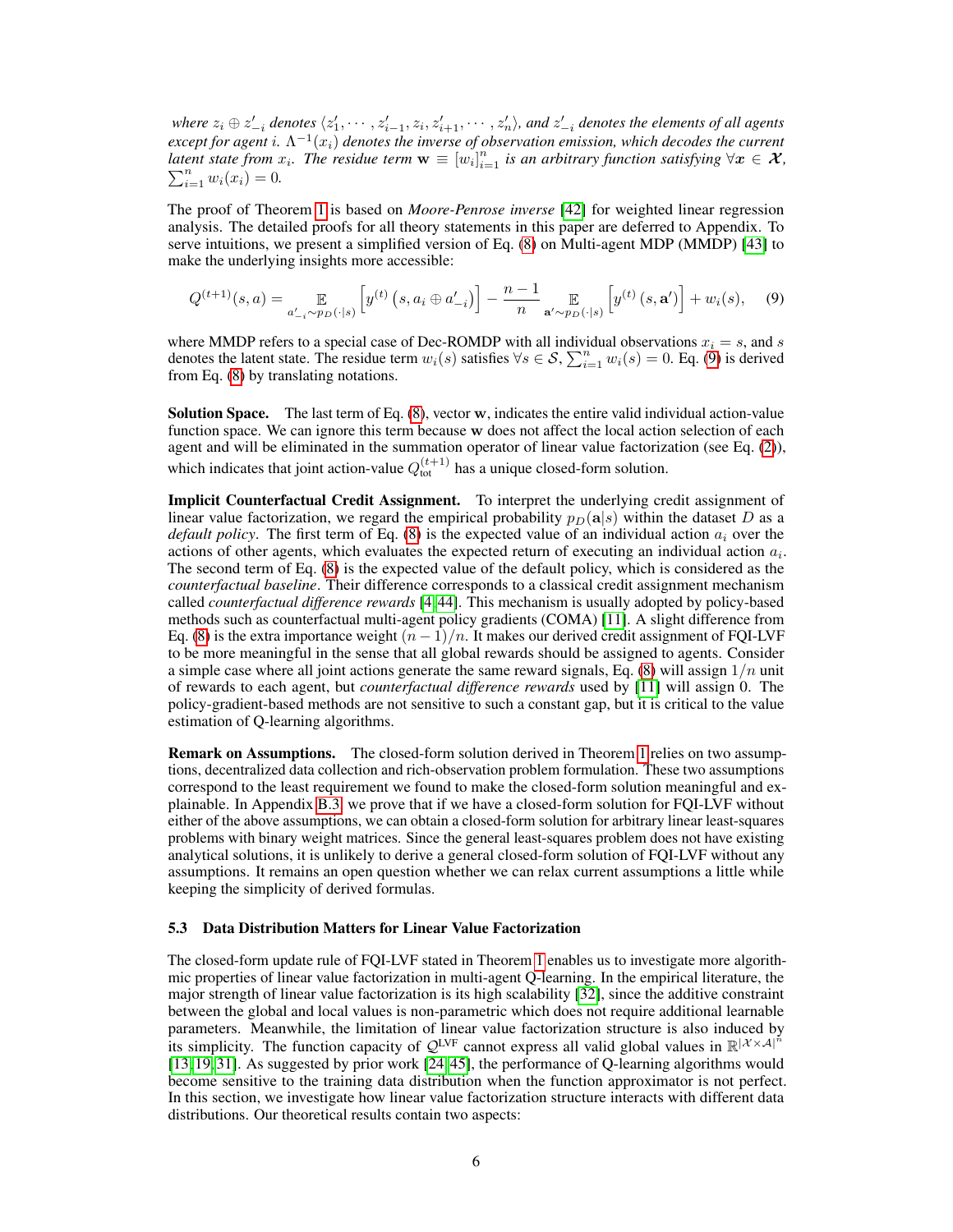*where $z_i \oplus z'_{-i}$ denotes $\langle z'_1, \cdots, z'_{i-1}, z_i, z'_{i+1}, \cdots, z'_n \rangle$, and $z'_{-i}$ denotes the elements of all agents except for agent $i$. $\Lambda^{-1}(x_i)$ denotes the inverse of observation emission, which decodes the current latent state from $x_i$. The residue term $\mathbf{w} \equiv [w_i]_{i=1}^n$ is an arbitrary function satisfying $\forall \boldsymbol{x} \in \boldsymbol{\mathcal{X}}$, $\sum_{i=1}^n w_i(x_i) = 0$.*

The proof of Theorem 1 is based on *Moore-Penrose inverse* [42] for weighted linear regression analysis. The detailed proofs for all theory statements in this paper are deferred to Appendix. To serve intuitions, we present a simplified version of Eq. (8) on Multi-agent MDP (MMDP) [43] to make the underlying insights more accessible:

$$Q^{(t+1)}(s, a) = \mathop{\mathbb{E}}_{a'_{-i} \sim p_D(\cdot|s)} \left[ y^{(t)}\left(s, a_i \oplus a'_{-i}\right) \right] - \frac{n-1}{n} \mathop{\mathbb{E}}_{\mathbf{a}' \sim p_D(\cdot|s)} \left[ y^{(t)}\left(s, \mathbf{a}'\right) \right] + w_i(s), \tag{9}$$

where MMDP refers to a special case of Dec-ROMDP with all individual observations $x_i = s$, and $s$ denotes the latent state. The residue term $w_i(s)$ satisfies $\forall s \in \mathcal{S}, \sum_{i=1}^n w_i(s) = 0$. Eq. (9) is derived from Eq. (8) by translating notations.

**Solution Space.** The last term of Eq. (8), vector $\mathbf{w}$, indicates the entire valid individual action-value function space. We can ignore this term because $\mathbf{w}$ does not affect the local action selection of each agent and will be eliminated in the summation operator of linear value factorization (see Eq. (2)), which indicates that joint action-value $Q_{\text{tot}}^{(t+1)}$ has a unique closed-form solution.

**Implicit Counterfactual Credit Assignment.** To interpret the underlying credit assignment of linear value factorization, we regard the empirical probability $p_D(\mathbf{a}|s)$ within the dataset $D$ as a *default policy*. The first term of Eq. (8) is the expected value of an individual action $a_i$ over the actions of other agents, which evaluates the expected return of executing an individual action $a_i$. The second term of Eq. (8) is the expected value of the default policy, which is considered as the *counterfactual baseline*. Their difference corresponds to a classical credit assignment mechanism called *counterfactual difference rewards* [4, 44]. This mechanism is usually adopted by policy-based methods such as counterfactual multi-agent policy gradients (COMA) [11]. A slight difference from Eq. (8) is the extra importance weight $(n-1)/n$. It makes our derived credit assignment of FQI-LVF to be more meaningful in the sense that all global rewards should be assigned to agents. Consider a simple case where all joint actions generate the same reward signals, Eq. (8) will assign $1/n$ unit of rewards to each agent, but *counterfactual difference rewards* used by [11] will assign 0. The policy-gradient-based methods are not sensitive to such a constant gap, but it is critical to the value estimation of Q-learning algorithms.

**Remark on Assumptions.** The closed-form solution derived in Theorem 1 relies on two assumptions, decentralized data collection and rich-observation problem formulation. These two assumptions correspond to the least requirement we found to make the closed-form solution meaningful and explainable. In Appendix B.3, we prove that if we have a closed-form solution for FQI-LVF without either of the above assumptions, we can obtain a closed-form solution for arbitrary linear least-squares problems with binary weight matrices. Since the general least-squares problem does not have existing analytical solutions, it is unlikely to derive a general closed-form solution of FQI-LVF without any assumptions. It remains an open question whether we can relax current assumptions a little while keeping the simplicity of derived formulas.

### 5.3 Data Distribution Matters for Linear Value Factorization

The closed-form update rule of FQI-LVF stated in Theorem 1 enables us to investigate more algorithmic properties of linear value factorization in multi-agent Q-learning. In the empirical literature, the major strength of linear value factorization is its high scalability [32], since the additive constraint between the global and local values is non-parametric which does not require additional learnable parameters. Meanwhile, the limitation of linear value factorization structure is also induced by its simplicity. The function capacity of $\mathcal{Q}^{\text{LVF}}$ cannot express all valid global values in $\mathbb{R}^{|\mathcal{X} \times \mathcal{A}|^n}$ [13, 19, 31]. As suggested by prior work [24, 45], the performance of Q-learning algorithms would become sensitive to the training data distribution when the function approximator is not perfect. In this section, we investigate how linear value factorization structure interacts with different data distributions. Our theoretical results contain two aspects: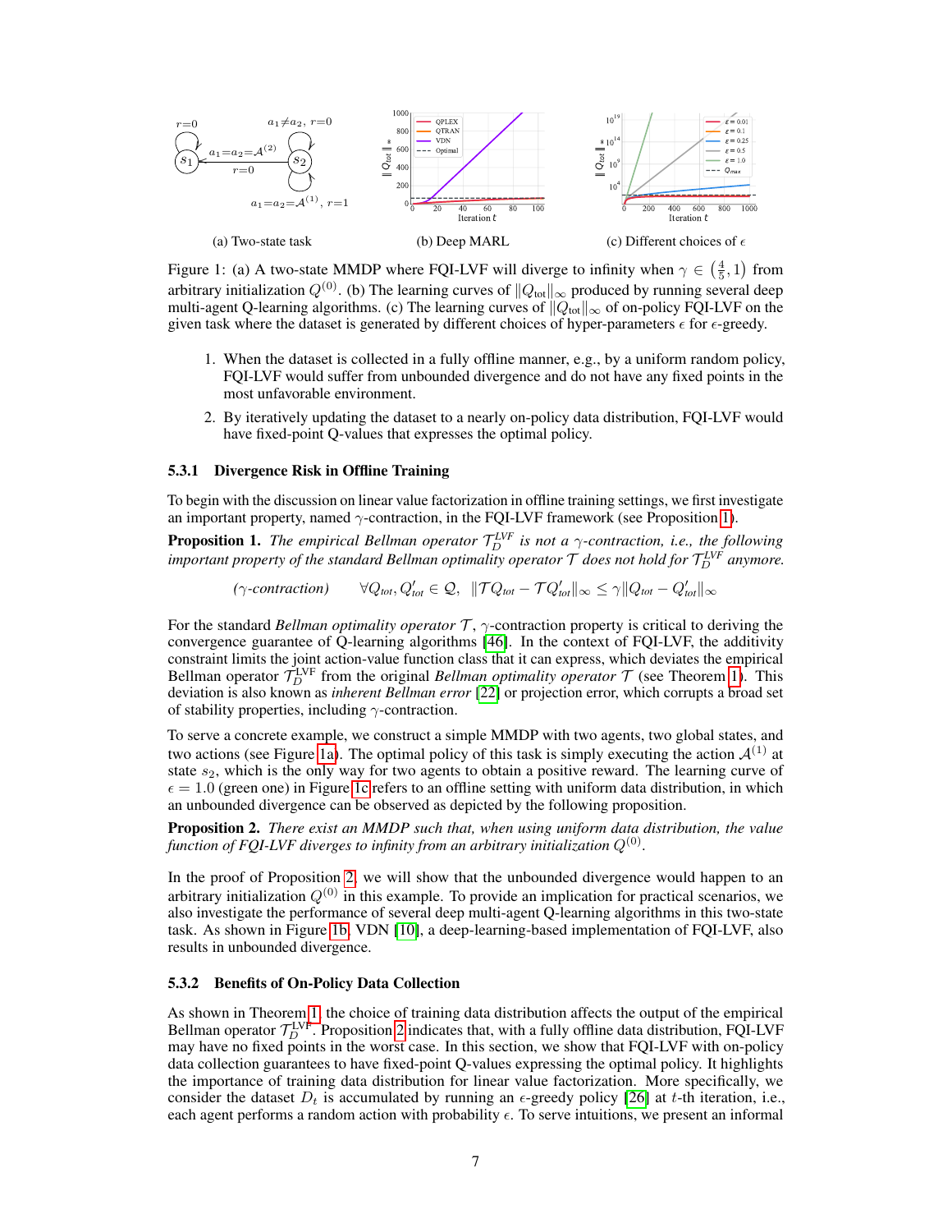(a) Two-state task (b) Deep MARL (c) Different choices of $\epsilon$

Figure 1: (a) A two-state MMDP where FQI-LVF will diverge to infinity when $\gamma \in \left(\frac{4}{5}, 1\right)$ from arbitrary initialization $Q^{(0)}$. (b) The learning curves of $\|Q_{\text{tot}}\|_\infty$ produced by running several deep multi-agent Q-learning algorithms. (c) The learning curves of $\|Q_{\text{tot}}\|_\infty$ of on-policy FQI-LVF on the given task where the dataset is generated by different choices of hyper-parameters $\epsilon$ for $\epsilon$-greedy.

1. When the dataset is collected in a fully offline manner, e.g., by a uniform random policy, FQI-LVF would suffer from unbounded divergence and do not have any fixed points in the most unfavorable environment.
2. By iteratively updating the dataset to a nearly on-policy data distribution, FQI-LVF would have fixed-point Q-values that expresses the optimal policy.

#### 5.3.1 Divergence Risk in Offline Training

To begin with the discussion on linear value factorization in offline training settings, we first investigate an important property, named $\gamma$-contraction, in the FQI-LVF framework (see Proposition 1).

**Proposition 1.** *The empirical Bellman operator $\mathcal{T}_D^{LVF}$ is not a $\gamma$-contraction, i.e., the following important property of the standard Bellman optimality operator $\mathcal{T}$ does not hold for $\mathcal{T}_D^{LVF}$ anymore.*

$$(\gamma\text{-contraction}) \qquad \forall Q_{tot}, Q'_{tot} \in \mathcal{Q}, \;\; \|\mathcal{T}Q_{tot} - \mathcal{T}Q'_{tot}\|_\infty \leq \gamma \|Q_{tot} - Q'_{tot}\|_\infty$$

For the standard *Bellman optimality operator* $\mathcal{T}$, $\gamma$-contraction property is critical to deriving the convergence guarantee of Q-learning algorithms [46]. In the context of FQI-LVF, the additivity constraint limits the joint action-value function class that it can express, which deviates the empirical Bellman operator $\mathcal{T}_D^{\text{LVF}}$ from the original *Bellman optimality operator* $\mathcal{T}$ (see Theorem 1). This deviation is also known as *inherent Bellman error* [22] or projection error, which corrupts a broad set of stability properties, including $\gamma$-contraction.

To serve a concrete example, we construct a simple MMDP with two agents, two global states, and two actions (see Figure 1a). The optimal policy of this task is simply executing the action $\mathcal{A}^{(1)}$ at state $s_2$, which is the only way for two agents to obtain a positive reward. The learning curve of $\epsilon = 1.0$ (green one) in Figure 1c refers to an offline setting with uniform data distribution, in which an unbounded divergence can be observed as depicted by the following proposition.

**Proposition 2.** *There exist an MMDP such that, when using uniform data distribution, the value function of FQI-LVF diverges to infinity from an arbitrary initialization $Q^{(0)}$.*

In the proof of Proposition 2, we will show that the unbounded divergence would happen to an arbitrary initialization $Q^{(0)}$ in this example. To provide an implication for practical scenarios, we also investigate the performance of several deep multi-agent Q-learning algorithms in this two-state task. As shown in Figure 1b, VDN [10], a deep-learning-based implementation of FQI-LVF, also results in unbounded divergence.

#### 5.3.2 Benefits of On-Policy Data Collection

As shown in Theorem 1, the choice of training data distribution affects the output of the empirical Bellman operator $\mathcal{T}_D^{\text{LVF}}$. Proposition 2 indicates that, with a fully offline data distribution, FQI-LVF may have no fixed points in the worst case. In this section, we show that FQI-LVF with on-policy data collection guarantees to have fixed-point Q-values expressing the optimal policy. It highlights the importance of training data distribution for linear value factorization. More specifically, we consider the dataset $D_t$ is accumulated by running an $\epsilon$-greedy policy [26] at $t$-th iteration, i.e., each agent performs a random action with probability $\epsilon$. To serve intuitions, we present an informal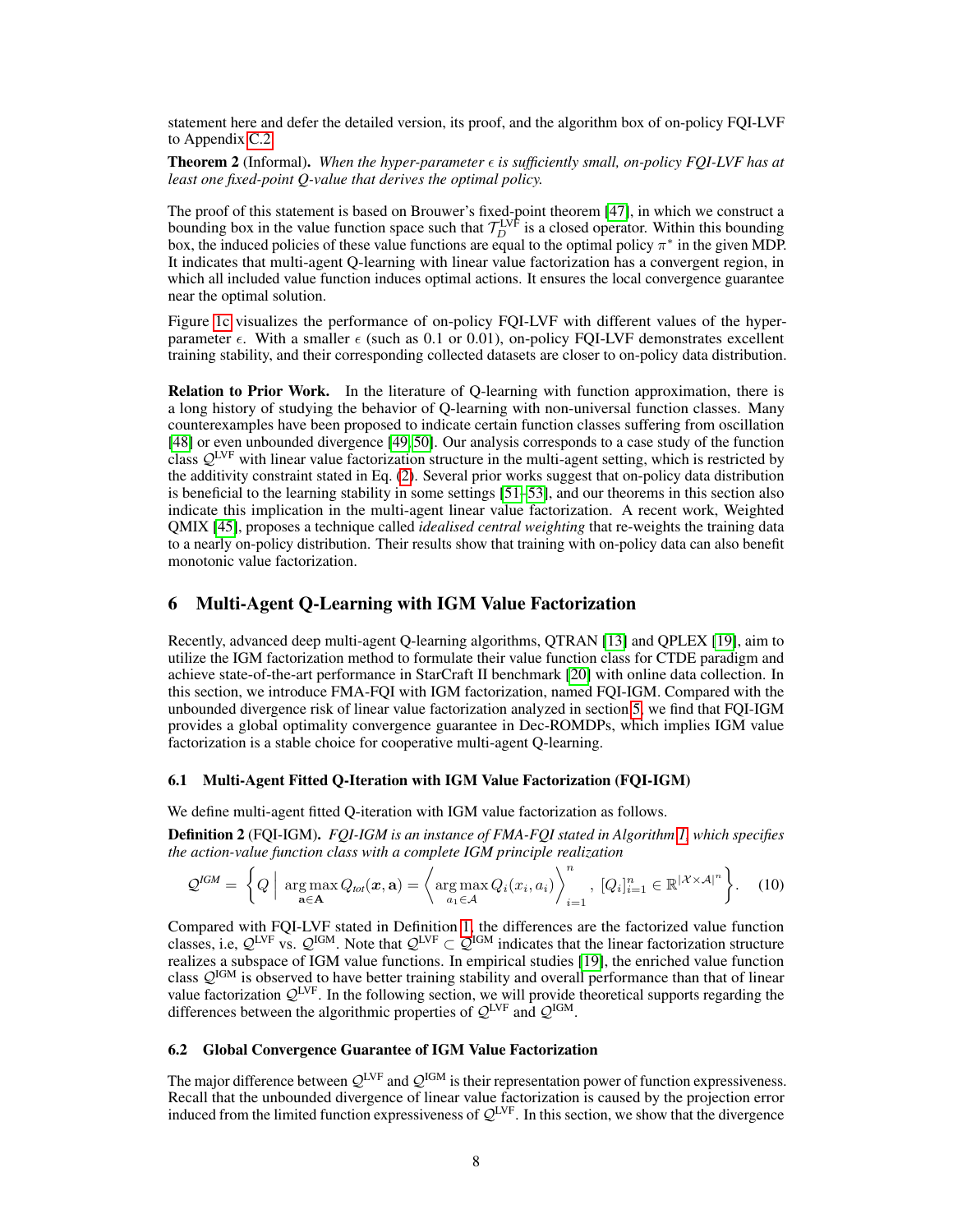statement here and defer the detailed version, its proof, and the algorithm box of on-policy FQI-LVF to Appendix C.2.

**Theorem 2** (Informal). *When the hyper-parameter $\epsilon$ is sufficiently small, on-policy FQI-LVF has at least one fixed-point Q-value that derives the optimal policy.*

The proof of this statement is based on Brouwer's fixed-point theorem [47], in which we construct a bounding box in the value function space such that $\mathcal{T}_D^{\text{LVF}}$ is a closed operator. Within this bounding box, the induced policies of these value functions are equal to the optimal policy $\pi^*$ in the given MDP. It indicates that multi-agent Q-learning with linear value factorization has a convergent region, in which all included value function induces optimal actions. It ensures the local convergence guarantee near the optimal solution.

Figure 1c visualizes the performance of on-policy FQI-LVF with different values of the hyper-parameter $\epsilon$. With a smaller $\epsilon$ (such as 0.1 or 0.01), on-policy FQI-LVF demonstrates excellent training stability, and their corresponding collected datasets are closer to on-policy data distribution.

**Relation to Prior Work.** In the literature of Q-learning with function approximation, there is a long history of studying the behavior of Q-learning with non-universal function classes. Many counterexamples have been proposed to indicate certain function classes suffering from oscillation [48] or even unbounded divergence [49, 50]. Our analysis corresponds to a case study of the function class $\mathcal{Q}^{\text{LVF}}$ with linear value factorization structure in the multi-agent setting, which is restricted by the additivity constraint stated in Eq. (2). Several prior works suggest that on-policy data distribution is beneficial to the learning stability in some settings [51–53], and our theorems in this section also indicate this implication in the multi-agent linear value factorization. A recent work, Weighted QMIX [45], proposes a technique called *idealised central weighting* that re-weights the training data to a nearly on-policy distribution. Their results show that training with on-policy data can also benefit monotonic value factorization.

## 6 Multi-Agent Q-Learning with IGM Value Factorization

Recently, advanced deep multi-agent Q-learning algorithms, QTRAN [13] and QPLEX [19], aim to utilize the IGM factorization method to formulate their value function class for CTDE paradigm and achieve state-of-the-art performance in StarCraft II benchmark [20] with online data collection. In this section, we introduce FMA-FQI with IGM factorization, named FQI-IGM. Compared with the unbounded divergence risk of linear value factorization analyzed in section 5, we find that FQI-IGM provides a global optimality convergence guarantee in Dec-ROMDPs, which implies IGM value factorization is a stable choice for cooperative multi-agent Q-learning.

### 6.1 Multi-Agent Fitted Q-Iteration with IGM Value Factorization (FQI-IGM)

We define multi-agent fitted Q-iteration with IGM value factorization as follows.

**Definition 2** (FQI-IGM). *FQI-IGM is an instance of FMA-FQI stated in Algorithm 1, which specifies the action-value function class with a complete IGM principle realization*

$$\mathcal{Q}^{\text{IGM}} = \left\{ Q \;\middle|\; \arg\max_{\mathbf{a}\in\mathbf{A}} Q_{tot}(\boldsymbol{x}, \mathbf{a}) = \left\langle \arg\max_{a_i\in\mathcal{A}} Q_i(x_i, a_i) \right\rangle_{i=1}^{n},\ [Q_i]_{i=1}^n \in \mathbb{R}^{|\mathcal{X}\times\mathcal{A}|^n} \right\}. \quad (10)$$

Compared with FQI-LVF stated in Definition 1, the differences are the factorized value function classes, i.e, $\mathcal{Q}^{\text{LVF}}$ vs. $\mathcal{Q}^{\text{IGM}}$. Note that $\mathcal{Q}^{\text{LVF}} \subset \mathcal{Q}^{\text{IGM}}$ indicates that the linear factorization structure realizes a subspace of IGM value functions. In empirical studies [19], the enriched value function class $\mathcal{Q}^{\text{IGM}}$ is observed to have better training stability and overall performance than that of linear value factorization $\mathcal{Q}^{\text{LVF}}$. In the following section, we will provide theoretical supports regarding the differences between the algorithmic properties of $\mathcal{Q}^{\text{LVF}}$ and $\mathcal{Q}^{\text{IGM}}$.

### 6.2 Global Convergence Guarantee of IGM Value Factorization

The major difference between $\mathcal{Q}^{\text{LVF}}$ and $\mathcal{Q}^{\text{IGM}}$ is their representation power of function expressiveness. Recall that the unbounded divergence of linear value factorization is caused by the projection error induced from the limited function expressiveness of $\mathcal{Q}^{\text{LVF}}$. In this section, we show that the divergence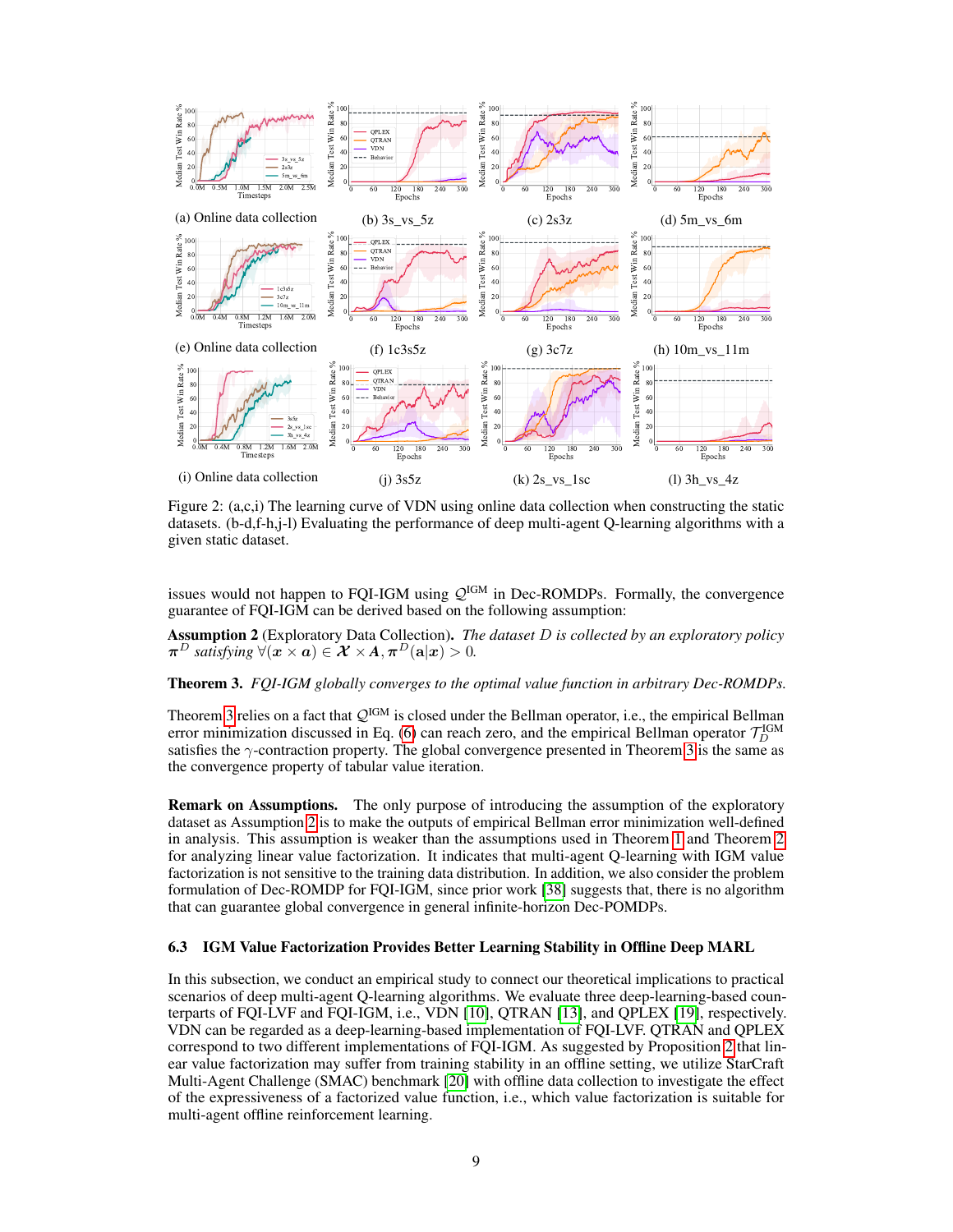Figure 2: (a,c,i) The learning curve of VDN using online data collection when constructing the static datasets. (b-d,f-h,j-l) Evaluating the performance of deep multi-agent Q-learning algorithms with a given static dataset.

issues would not happen to FQI-IGM using $\mathcal{Q}^{\text{IGM}}$ in Dec-ROMDPs. Formally, the convergence guarantee of FQI-IGM can be derived based on the following assumption:

**Assumption 2** (Exploratory Data Collection)**.** *The dataset $D$ is collected by an exploratory policy $\boldsymbol{\pi}^D$ satisfying $\forall (\boldsymbol{x} \times \boldsymbol{a}) \in \boldsymbol{\mathcal{X}} \times \boldsymbol{A}, \boldsymbol{\pi}^D(\mathbf{a}|\boldsymbol{x}) > 0$.*

**Theorem 3.** *FQI-IGM globally converges to the optimal value function in arbitrary Dec-ROMDPs.*

Theorem 3 relies on a fact that $\mathcal{Q}^{\text{IGM}}$ is closed under the Bellman operator, i.e., the empirical Bellman error minimization discussed in Eq. (6) can reach zero, and the empirical Bellman operator $\mathcal{T}_D^{\text{IGM}}$ satisfies the $\gamma$-contraction property. The global convergence presented in Theorem 3 is the same as the convergence property of tabular value iteration.

**Remark on Assumptions.** The only purpose of introducing the assumption of the exploratory dataset as Assumption 2 is to make the outputs of empirical Bellman error minimization well-defined in analysis. This assumption is weaker than the assumptions used in Theorem 1 and Theorem 2 for analyzing linear value factorization. It indicates that multi-agent Q-learning with IGM value factorization is not sensitive to the training data distribution. In addition, we also consider the problem formulation of Dec-ROMDP for FQI-IGM, since prior work [38] suggests that, there is no algorithm that can guarantee global convergence in general infinite-horizon Dec-POMDPs.

### 6.3 IGM Value Factorization Provides Better Learning Stability in Offline Deep MARL

In this subsection, we conduct an empirical study to connect our theoretical implications to practical scenarios of deep multi-agent Q-learning algorithms. We evaluate three deep-learning-based counterparts of FQI-LVF and FQI-IGM, i.e., VDN [10], QTRAN [13], and QPLEX [19], respectively. VDN can be regarded as a deep-learning-based implementation of FQI-LVF. QTRAN and QPLEX correspond to two different implementations of FQI-IGM. As suggested by Proposition 2 that linear value factorization may suffer from training stability in an offline setting, we utilize StarCraft Multi-Agent Challenge (SMAC) benchmark [20] with offline data collection to investigate the effect of the expressiveness of a factorized value function, i.e., which value factorization is suitable for multi-agent offline reinforcement learning.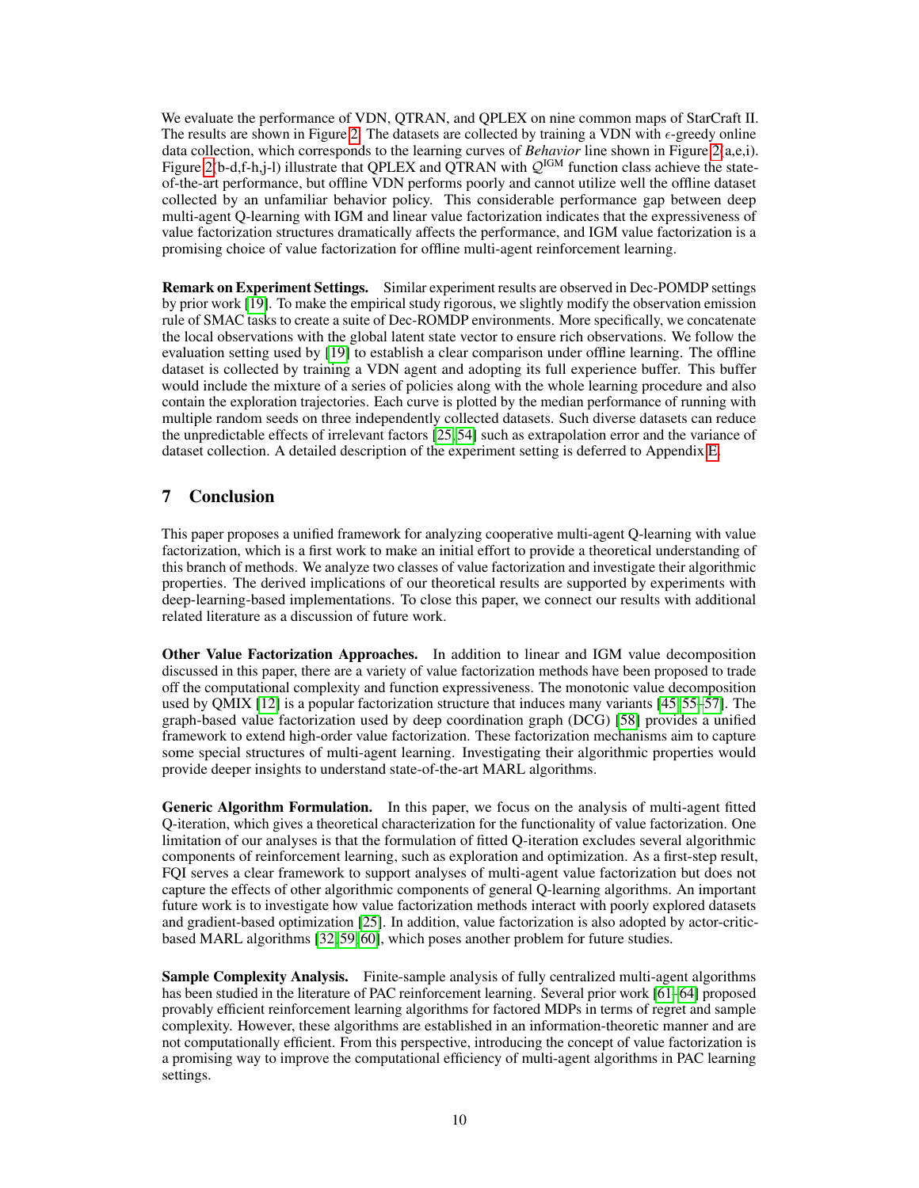We evaluate the performance of VDN, QTRAN, and QPLEX on nine common maps of StarCraft II. The results are shown in Figure 2. The datasets are collected by training a VDN with $\epsilon$-greedy online data collection, which corresponds to the learning curves of *Behavior* line shown in Figure 2(a,e,i). Figure 2(b-d,f-h,j-l) illustrate that QPLEX and QTRAN with $\mathcal{Q}^{\text{IGM}}$ function class achieve the state-of-the-art performance, but offline VDN performs poorly and cannot utilize well the offline dataset collected by an unfamiliar behavior policy. This considerable performance gap between deep multi-agent Q-learning with IGM and linear value factorization indicates that the expressiveness of value factorization structures dramatically affects the performance, and IGM value factorization is a promising choice of value factorization for offline multi-agent reinforcement learning.

**Remark on Experiment Settings.** Similar experiment results are observed in Dec-POMDP settings by prior work [19]. To make the empirical study rigorous, we slightly modify the observation emission rule of SMAC tasks to create a suite of Dec-ROMDP environments. More specifically, we concatenate the local observations with the global latent state vector to ensure rich observations. We follow the evaluation setting used by [19] to establish a clear comparison under offline learning. The offline dataset is collected by training a VDN agent and adopting its full experience buffer. This buffer would include the mixture of a series of policies along with the whole learning procedure and also contain the exploration trajectories. Each curve is plotted by the median performance of running with multiple random seeds on three independently collected datasets. Such diverse datasets can reduce the unpredictable effects of irrelevant factors [25, 54] such as extrapolation error and the variance of dataset collection. A detailed description of the experiment setting is deferred to Appendix E.

## 7 Conclusion

This paper proposes a unified framework for analyzing cooperative multi-agent Q-learning with value factorization, which is a first work to make an initial effort to provide a theoretical understanding of this branch of methods. We analyze two classes of value factorization and investigate their algorithmic properties. The derived implications of our theoretical results are supported by experiments with deep-learning-based implementations. To close this paper, we connect our results with additional related literature as a discussion of future work.

**Other Value Factorization Approaches.** In addition to linear and IGM value decomposition discussed in this paper, there are a variety of value factorization methods have been proposed to trade off the computational complexity and function expressiveness. The monotonic value decomposition used by QMIX [12] is a popular factorization structure that induces many variants [45, 55–57]. The graph-based value factorization used by deep coordination graph (DCG) [58] provides a unified framework to extend high-order value factorization. These factorization mechanisms aim to capture some special structures of multi-agent learning. Investigating their algorithmic properties would provide deeper insights to understand state-of-the-art MARL algorithms.

**Generic Algorithm Formulation.** In this paper, we focus on the analysis of multi-agent fitted Q-iteration, which gives a theoretical characterization for the functionality of value factorization. One limitation of our analyses is that the formulation of fitted Q-iteration excludes several algorithmic components of reinforcement learning, such as exploration and optimization. As a first-step result, FQI serves a clear framework to support analyses of multi-agent value factorization but does not capture the effects of other algorithmic components of general Q-learning algorithms. An important future work is to investigate how value factorization methods interact with poorly explored datasets and gradient-based optimization [25]. In addition, value factorization is also adopted by actor-critic-based MARL algorithms [32, 59, 60], which poses another problem for future studies.

**Sample Complexity Analysis.** Finite-sample analysis of fully centralized multi-agent algorithms has been studied in the literature of PAC reinforcement learning. Several prior work [61–64] proposed provably efficient reinforcement learning algorithms for factored MDPs in terms of regret and sample complexity. However, these algorithms are established in an information-theoretic manner and are not computationally efficient. From this perspective, introducing the concept of value factorization is a promising way to improve the computational efficiency of multi-agent algorithms in PAC learning settings.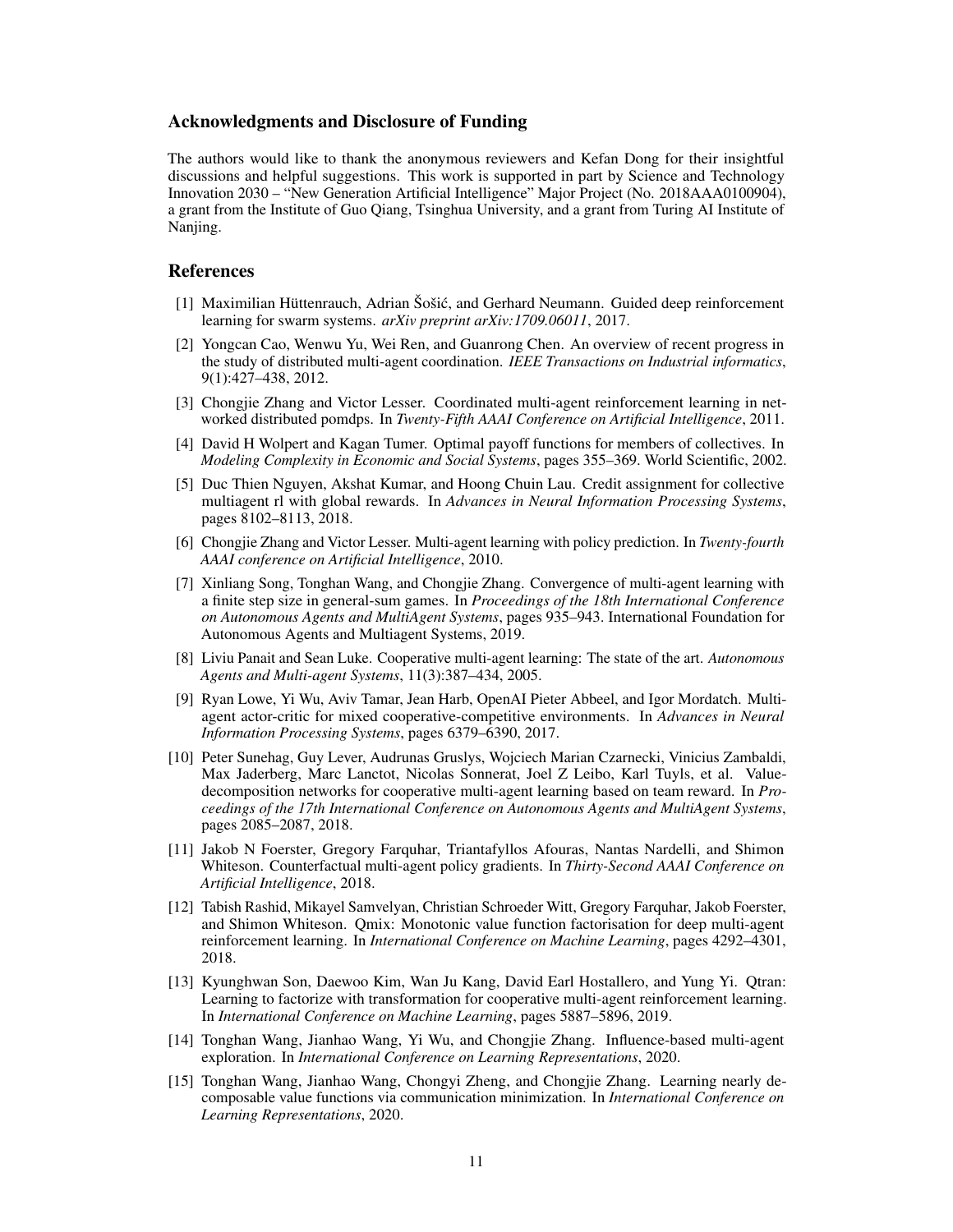## Acknowledgments and Disclosure of Funding

The authors would like to thank the anonymous reviewers and Kefan Dong for their insightful discussions and helpful suggestions. This work is supported in part by Science and Technology Innovation 2030 – "New Generation Artificial Intelligence" Major Project (No. 2018AAA0100904), a grant from the Institute of Guo Qiang, Tsinghua University, and a grant from Turing AI Institute of Nanjing.

## References

[1] Maximilian Hüttenrauch, Adrian Šošić, and Gerhard Neumann. Guided deep reinforcement learning for swarm systems. *arXiv preprint arXiv:1709.06011*, 2017.

[2] Yongcan Cao, Wenwu Yu, Wei Ren, and Guanrong Chen. An overview of recent progress in the study of distributed multi-agent coordination. *IEEE Transactions on Industrial informatics*, 9(1):427–438, 2012.

[3] Chongjie Zhang and Victor Lesser. Coordinated multi-agent reinforcement learning in networked distributed pomdps. In *Twenty-Fifth AAAI Conference on Artificial Intelligence*, 2011.

[4] David H Wolpert and Kagan Tumer. Optimal payoff functions for members of collectives. In *Modeling Complexity in Economic and Social Systems*, pages 355–369. World Scientific, 2002.

[5] Duc Thien Nguyen, Akshat Kumar, and Hoong Chuin Lau. Credit assignment for collective multiagent rl with global rewards. In *Advances in Neural Information Processing Systems*, pages 8102–8113, 2018.

[6] Chongjie Zhang and Victor Lesser. Multi-agent learning with policy prediction. In *Twenty-fourth AAAI conference on Artificial Intelligence*, 2010.

[7] Xinliang Song, Tonghan Wang, and Chongjie Zhang. Convergence of multi-agent learning with a finite step size in general-sum games. In *Proceedings of the 18th International Conference on Autonomous Agents and MultiAgent Systems*, pages 935–943. International Foundation for Autonomous Agents and Multiagent Systems, 2019.

[8] Liviu Panait and Sean Luke. Cooperative multi-agent learning: The state of the art. *Autonomous Agents and Multi-agent Systems*, 11(3):387–434, 2005.

[9] Ryan Lowe, Yi Wu, Aviv Tamar, Jean Harb, OpenAI Pieter Abbeel, and Igor Mordatch. Multi-agent actor-critic for mixed cooperative-competitive environments. In *Advances in Neural Information Processing Systems*, pages 6379–6390, 2017.

[10] Peter Sunehag, Guy Lever, Audrunas Gruslys, Wojciech Marian Czarnecki, Vinicius Zambaldi, Max Jaderberg, Marc Lanctot, Nicolas Sonnerat, Joel Z Leibo, Karl Tuyls, et al. Value-decomposition networks for cooperative multi-agent learning based on team reward. In *Proceedings of the 17th International Conference on Autonomous Agents and MultiAgent Systems*, pages 2085–2087, 2018.

[11] Jakob N Foerster, Gregory Farquhar, Triantafyllos Afouras, Nantas Nardelli, and Shimon Whiteson. Counterfactual multi-agent policy gradients. In *Thirty-Second AAAI Conference on Artificial Intelligence*, 2018.

[12] Tabish Rashid, Mikayel Samvelyan, Christian Schroeder Witt, Gregory Farquhar, Jakob Foerster, and Shimon Whiteson. Qmix: Monotonic value function factorisation for deep multi-agent reinforcement learning. In *International Conference on Machine Learning*, pages 4292–4301, 2018.

[13] Kyunghwan Son, Daewoo Kim, Wan Ju Kang, David Earl Hostallero, and Yung Yi. Qtran: Learning to factorize with transformation for cooperative multi-agent reinforcement learning. In *International Conference on Machine Learning*, pages 5887–5896, 2019.

[14] Tonghan Wang, Jianhao Wang, Yi Wu, and Chongjie Zhang. Influence-based multi-agent exploration. In *International Conference on Learning Representations*, 2020.

[15] Tonghan Wang, Jianhao Wang, Chongyi Zheng, and Chongjie Zhang. Learning nearly decomposable value functions via communication minimization. In *International Conference on Learning Representations*, 2020.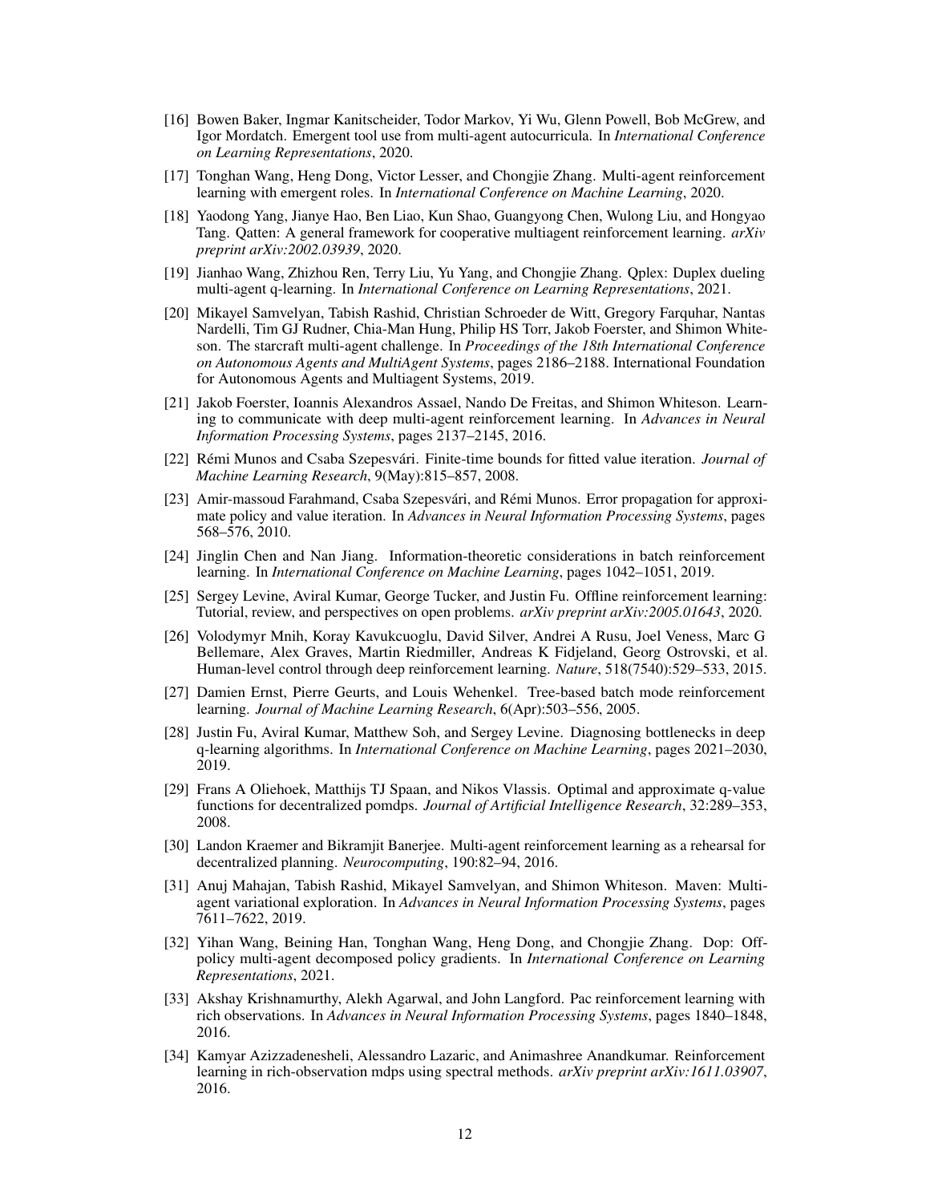[16] Bowen Baker, Ingmar Kanitscheider, Todor Markov, Yi Wu, Glenn Powell, Bob McGrew, and Igor Mordatch. Emergent tool use from multi-agent autocurricula. In *International Conference on Learning Representations*, 2020.

[17] Tonghan Wang, Heng Dong, Victor Lesser, and Chongjie Zhang. Multi-agent reinforcement learning with emergent roles. In *International Conference on Machine Learning*, 2020.

[18] Yaodong Yang, Jianye Hao, Ben Liao, Kun Shao, Guangyong Chen, Wulong Liu, and Hongyao Tang. Qatten: A general framework for cooperative multiagent reinforcement learning. *arXiv preprint arXiv:2002.03939*, 2020.

[19] Jianhao Wang, Zhizhou Ren, Terry Liu, Yu Yang, and Chongjie Zhang. Qplex: Duplex dueling multi-agent q-learning. In *International Conference on Learning Representations*, 2021.

[20] Mikayel Samvelyan, Tabish Rashid, Christian Schroeder de Witt, Gregory Farquhar, Nantas Nardelli, Tim GJ Rudner, Chia-Man Hung, Philip HS Torr, Jakob Foerster, and Shimon Whiteson. The starcraft multi-agent challenge. In *Proceedings of the 18th International Conference on Autonomous Agents and MultiAgent Systems*, pages 2186–2188. International Foundation for Autonomous Agents and Multiagent Systems, 2019.

[21] Jakob Foerster, Ioannis Alexandros Assael, Nando De Freitas, and Shimon Whiteson. Learning to communicate with deep multi-agent reinforcement learning. In *Advances in Neural Information Processing Systems*, pages 2137–2145, 2016.

[22] Rémi Munos and Csaba Szepesvári. Finite-time bounds for fitted value iteration. *Journal of Machine Learning Research*, 9(May):815–857, 2008.

[23] Amir-massoud Farahmand, Csaba Szepesvári, and Rémi Munos. Error propagation for approximate policy and value iteration. In *Advances in Neural Information Processing Systems*, pages 568–576, 2010.

[24] Jinglin Chen and Nan Jiang. Information-theoretic considerations in batch reinforcement learning. In *International Conference on Machine Learning*, pages 1042–1051, 2019.

[25] Sergey Levine, Aviral Kumar, George Tucker, and Justin Fu. Offline reinforcement learning: Tutorial, review, and perspectives on open problems. *arXiv preprint arXiv:2005.01643*, 2020.

[26] Volodymyr Mnih, Koray Kavukcuoglu, David Silver, Andrei A Rusu, Joel Veness, Marc G Bellemare, Alex Graves, Martin Riedmiller, Andreas K Fidjeland, Georg Ostrovski, et al. Human-level control through deep reinforcement learning. *Nature*, 518(7540):529–533, 2015.

[27] Damien Ernst, Pierre Geurts, and Louis Wehenkel. Tree-based batch mode reinforcement learning. *Journal of Machine Learning Research*, 6(Apr):503–556, 2005.

[28] Justin Fu, Aviral Kumar, Matthew Soh, and Sergey Levine. Diagnosing bottlenecks in deep q-learning algorithms. In *International Conference on Machine Learning*, pages 2021–2030, 2019.

[29] Frans A Oliehoek, Matthijs TJ Spaan, and Nikos Vlassis. Optimal and approximate q-value functions for decentralized pomdps. *Journal of Artificial Intelligence Research*, 32:289–353, 2008.

[30] Landon Kraemer and Bikramjit Banerjee. Multi-agent reinforcement learning as a rehearsal for decentralized planning. *Neurocomputing*, 190:82–94, 2016.

[31] Anuj Mahajan, Tabish Rashid, Mikayel Samvelyan, and Shimon Whiteson. Maven: Multi-agent variational exploration. In *Advances in Neural Information Processing Systems*, pages 7611–7622, 2019.

[32] Yihan Wang, Beining Han, Tonghan Wang, Heng Dong, and Chongjie Zhang. Dop: Off-policy multi-agent decomposed policy gradients. In *International Conference on Learning Representations*, 2021.

[33] Akshay Krishnamurthy, Alekh Agarwal, and John Langford. Pac reinforcement learning with rich observations. In *Advances in Neural Information Processing Systems*, pages 1840–1848, 2016.

[34] Kamyar Azizzadenesheli, Alessandro Lazaric, and Animashree Anandkumar. Reinforcement learning in rich-observation mdps using spectral methods. *arXiv preprint arXiv:1611.03907*, 2016.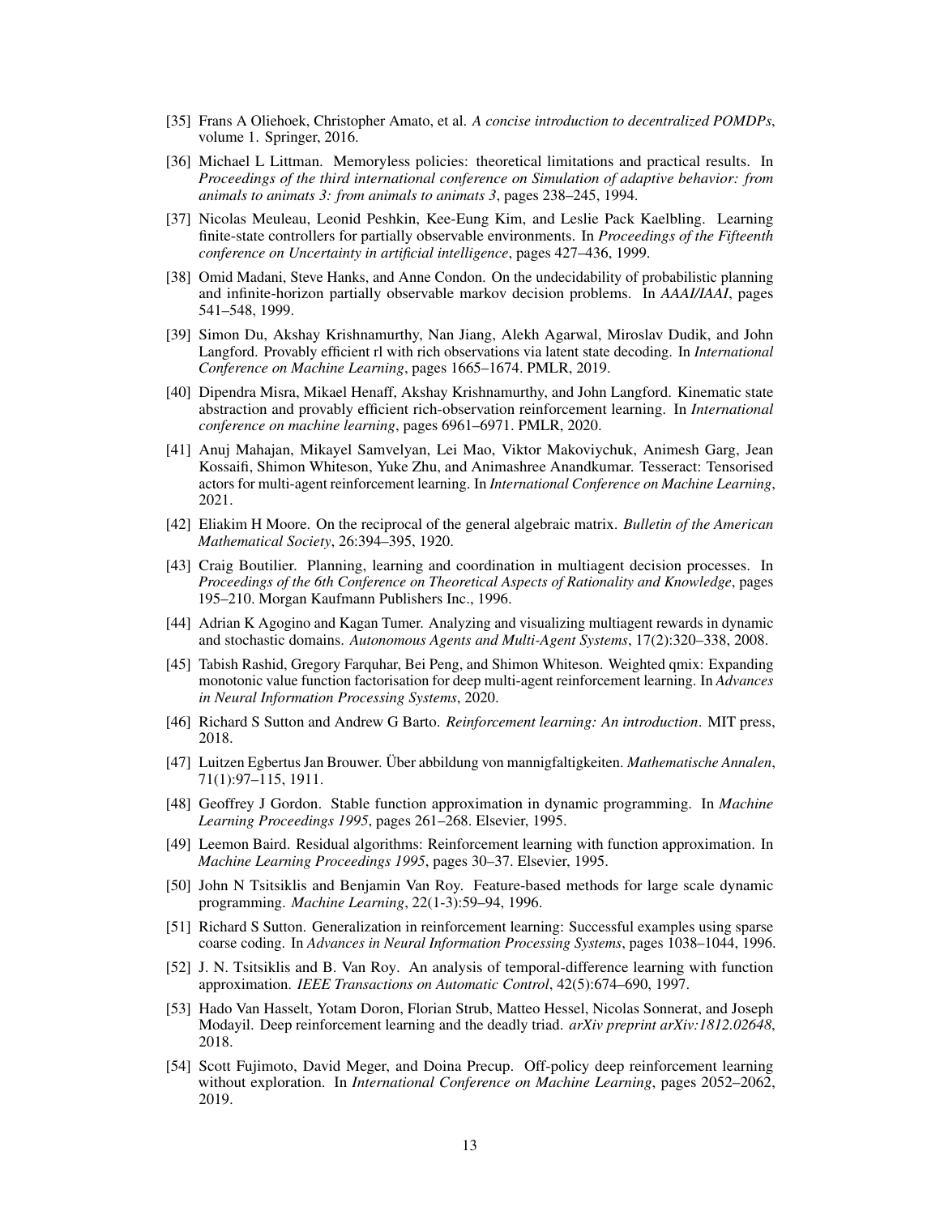[35] Frans A Oliehoek, Christopher Amato, et al. *A concise introduction to decentralized POMDPs*, volume 1. Springer, 2016.

[36] Michael L Littman. Memoryless policies: theoretical limitations and practical results. In *Proceedings of the third international conference on Simulation of adaptive behavior: from animals to animats 3: from animals to animats 3*, pages 238–245, 1994.

[37] Nicolas Meuleau, Leonid Peshkin, Kee-Eung Kim, and Leslie Pack Kaelbling. Learning finite-state controllers for partially observable environments. In *Proceedings of the Fifteenth conference on Uncertainty in artificial intelligence*, pages 427–436, 1999.

[38] Omid Madani, Steve Hanks, and Anne Condon. On the undecidability of probabilistic planning and infinite-horizon partially observable markov decision problems. In *AAAI/IAAI*, pages 541–548, 1999.

[39] Simon Du, Akshay Krishnamurthy, Nan Jiang, Alekh Agarwal, Miroslav Dudik, and John Langford. Provably efficient rl with rich observations via latent state decoding. In *International Conference on Machine Learning*, pages 1665–1674. PMLR, 2019.

[40] Dipendra Misra, Mikael Henaff, Akshay Krishnamurthy, and John Langford. Kinematic state abstraction and provably efficient rich-observation reinforcement learning. In *International conference on machine learning*, pages 6961–6971. PMLR, 2020.

[41] Anuj Mahajan, Mikayel Samvelyan, Lei Mao, Viktor Makoviychuk, Animesh Garg, Jean Kossaifi, Shimon Whiteson, Yuke Zhu, and Animashree Anandkumar. Tesseract: Tensorised actors for multi-agent reinforcement learning. In *International Conference on Machine Learning*, 2021.

[42] Eliakim H Moore. On the reciprocal of the general algebraic matrix. *Bulletin of the American Mathematical Society*, 26:394–395, 1920.

[43] Craig Boutilier. Planning, learning and coordination in multiagent decision processes. In *Proceedings of the 6th Conference on Theoretical Aspects of Rationality and Knowledge*, pages 195–210. Morgan Kaufmann Publishers Inc., 1996.

[44] Adrian K Agogino and Kagan Tumer. Analyzing and visualizing multiagent rewards in dynamic and stochastic domains. *Autonomous Agents and Multi-Agent Systems*, 17(2):320–338, 2008.

[45] Tabish Rashid, Gregory Farquhar, Bei Peng, and Shimon Whiteson. Weighted qmix: Expanding monotonic value function factorisation for deep multi-agent reinforcement learning. In *Advances in Neural Information Processing Systems*, 2020.

[46] Richard S Sutton and Andrew G Barto. *Reinforcement learning: An introduction*. MIT press, 2018.

[47] Luitzen Egbertus Jan Brouwer. Über abbildung von mannigfaltigkeiten. *Mathematische Annalen*, 71(1):97–115, 1911.

[48] Geoffrey J Gordon. Stable function approximation in dynamic programming. In *Machine Learning Proceedings 1995*, pages 261–268. Elsevier, 1995.

[49] Leemon Baird. Residual algorithms: Reinforcement learning with function approximation. In *Machine Learning Proceedings 1995*, pages 30–37. Elsevier, 1995.

[50] John N Tsitsiklis and Benjamin Van Roy. Feature-based methods for large scale dynamic programming. *Machine Learning*, 22(1-3):59–94, 1996.

[51] Richard S Sutton. Generalization in reinforcement learning: Successful examples using sparse coarse coding. In *Advances in Neural Information Processing Systems*, pages 1038–1044, 1996.

[52] J. N. Tsitsiklis and B. Van Roy. An analysis of temporal-difference learning with function approximation. *IEEE Transactions on Automatic Control*, 42(5):674–690, 1997.

[53] Hado Van Hasselt, Yotam Doron, Florian Strub, Matteo Hessel, Nicolas Sonnerat, and Joseph Modayil. Deep reinforcement learning and the deadly triad. *arXiv preprint arXiv:1812.02648*, 2018.

[54] Scott Fujimoto, David Meger, and Doina Precup. Off-policy deep reinforcement learning without exploration. In *International Conference on Machine Learning*, pages 2052–2062, 2019.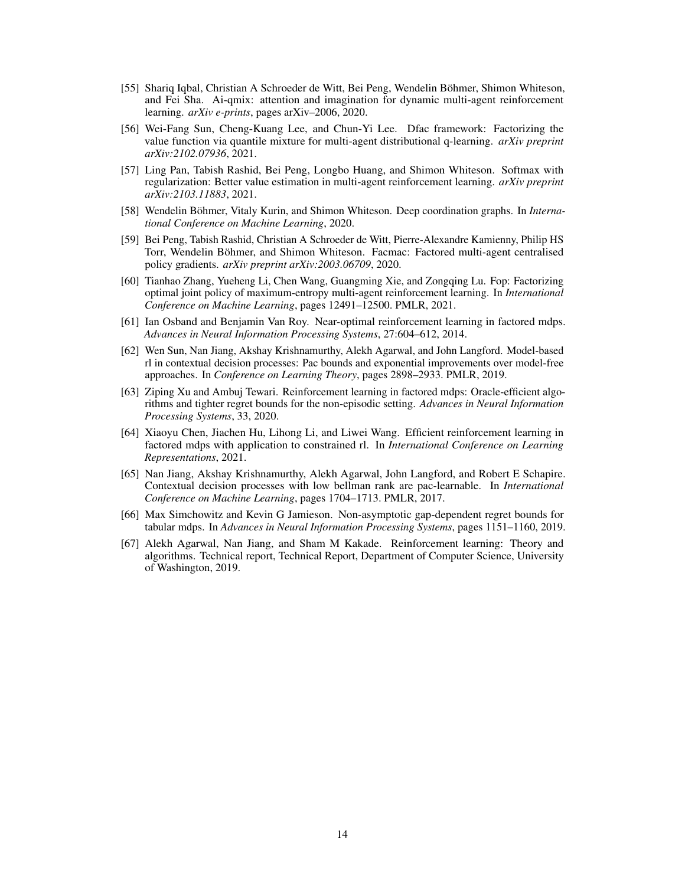[55] Shariq Iqbal, Christian A Schroeder de Witt, Bei Peng, Wendelin Böhmer, Shimon Whiteson, and Fei Sha. Ai-qmix: attention and imagination for dynamic multi-agent reinforcement learning. *arXiv e-prints*, pages arXiv–2006, 2020.

[56] Wei-Fang Sun, Cheng-Kuang Lee, and Chun-Yi Lee. Dfac framework: Factorizing the value function via quantile mixture for multi-agent distributional q-learning. *arXiv preprint arXiv:2102.07936*, 2021.

[57] Ling Pan, Tabish Rashid, Bei Peng, Longbo Huang, and Shimon Whiteson. Softmax with regularization: Better value estimation in multi-agent reinforcement learning. *arXiv preprint arXiv:2103.11883*, 2021.

[58] Wendelin Böhmer, Vitaly Kurin, and Shimon Whiteson. Deep coordination graphs. In *International Conference on Machine Learning*, 2020.

[59] Bei Peng, Tabish Rashid, Christian A Schroeder de Witt, Pierre-Alexandre Kamienny, Philip HS Torr, Wendelin Böhmer, and Shimon Whiteson. Facmac: Factored multi-agent centralised policy gradients. *arXiv preprint arXiv:2003.06709*, 2020.

[60] Tianhao Zhang, Yueheng Li, Chen Wang, Guangming Xie, and Zongqing Lu. Fop: Factorizing optimal joint policy of maximum-entropy multi-agent reinforcement learning. In *International Conference on Machine Learning*, pages 12491–12500. PMLR, 2021.

[61] Ian Osband and Benjamin Van Roy. Near-optimal reinforcement learning in factored mdps. *Advances in Neural Information Processing Systems*, 27:604–612, 2014.

[62] Wen Sun, Nan Jiang, Akshay Krishnamurthy, Alekh Agarwal, and John Langford. Model-based rl in contextual decision processes: Pac bounds and exponential improvements over model-free approaches. In *Conference on Learning Theory*, pages 2898–2933. PMLR, 2019.

[63] Ziping Xu and Ambuj Tewari. Reinforcement learning in factored mdps: Oracle-efficient algorithms and tighter regret bounds for the non-episodic setting. *Advances in Neural Information Processing Systems*, 33, 2020.

[64] Xiaoyu Chen, Jiachen Hu, Lihong Li, and Liwei Wang. Efficient reinforcement learning in factored mdps with application to constrained rl. In *International Conference on Learning Representations*, 2021.

[65] Nan Jiang, Akshay Krishnamurthy, Alekh Agarwal, John Langford, and Robert E Schapire. Contextual decision processes with low bellman rank are pac-learnable. In *International Conference on Machine Learning*, pages 1704–1713. PMLR, 2017.

[66] Max Simchowitz and Kevin G Jamieson. Non-asymptotic gap-dependent regret bounds for tabular mdps. In *Advances in Neural Information Processing Systems*, pages 1151–1160, 2019.

[67] Alekh Agarwal, Nan Jiang, and Sham M Kakade. Reinforcement learning: Theory and algorithms. Technical report, Technical Report, Department of Computer Science, University of Washington, 2019.